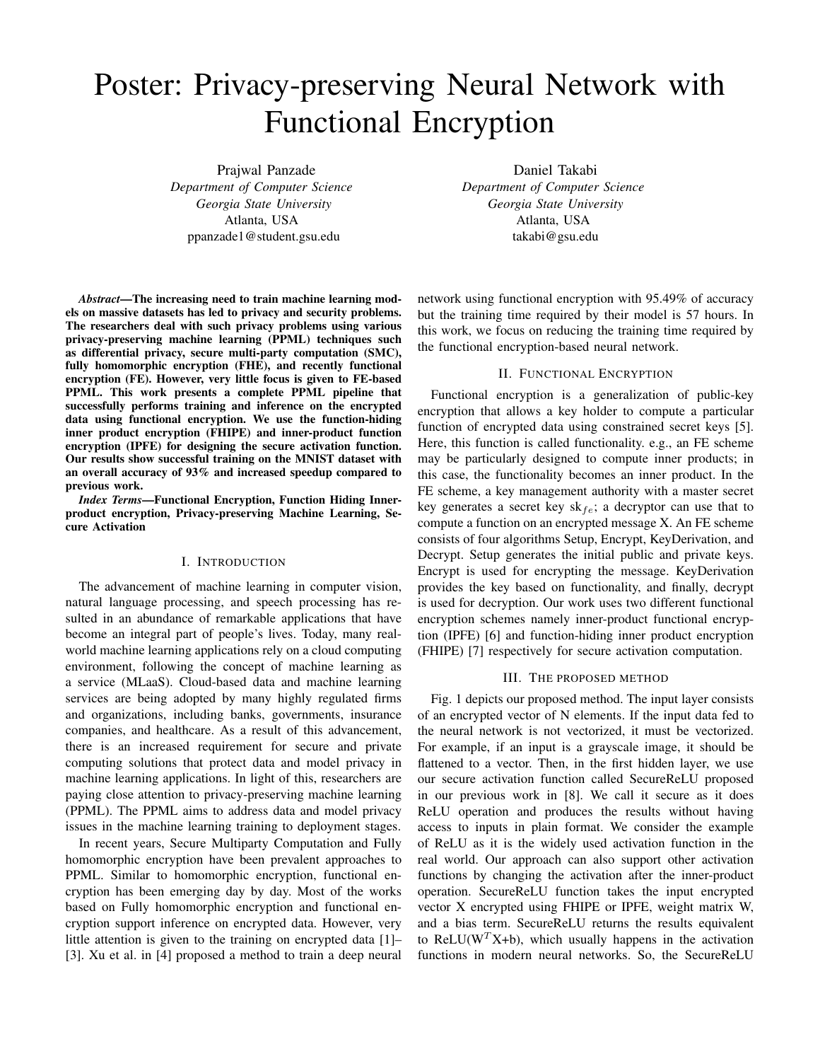# Poster: Privacy-preserving Neural Network with Functional Encryption

Prajwal Panzade
*Department of Computer Science*
*Georgia State University*
Atlanta, USA
ppanzade1@student.gsu.edu

Daniel Takabi
*Department of Computer Science*
*Georgia State University*
Atlanta, USA
takabi@gsu.edu

***Abstract*—The increasing need to train machine learning models on massive datasets has led to privacy and security problems. The researchers deal with such privacy problems using various privacy-preserving machine learning (PPML) techniques such as differential privacy, secure multi-party computation (SMC), fully homomorphic encryption (FHE), and recently functional encryption (FE). However, very little focus is given to FE-based PPML. This work presents a complete PPML pipeline that successfully performs training and inference on the encrypted data using functional encryption. We use the function-hiding inner product encryption (FHIPE) and inner-product function encryption (IPFE) for designing the secure activation function. Our results show successful training on the MNIST dataset with an overall accuracy of 93% and increased speedup compared to previous work.**

***Index Terms*—Functional Encryption, Function Hiding Inner-product encryption, Privacy-preserving Machine Learning, Secure Activation**

## I. Introduction

The advancement of machine learning in computer vision, natural language processing, and speech processing has resulted in an abundance of remarkable applications that have become an integral part of people's lives. Today, many real-world machine learning applications rely on a cloud computing environment, following the concept of machine learning as a service (MLaaS). Cloud-based data and machine learning services are being adopted by many highly regulated firms and organizations, including banks, governments, insurance companies, and healthcare. As a result of this advancement, there is an increased requirement for secure and private computing solutions that protect data and model privacy in machine learning applications. In light of this, researchers are paying close attention to privacy-preserving machine learning (PPML). The PPML aims to address data and model privacy issues in the machine learning training to deployment stages.

In recent years, Secure Multiparty Computation and Fully homomorphic encryption have been prevalent approaches to PPML. Similar to homomorphic encryption, functional encryption has been emerging day by day. Most of the works based on Fully homomorphic encryption and functional encryption support inference on encrypted data. However, very little attention is given to the training on encrypted data [1]–[3]. Xu et al. in [4] proposed a method to train a deep neural network using functional encryption with 95.49% of accuracy but the training time required by their model is 57 hours. In this work, we focus on reducing the training time required by the functional encryption-based neural network.

## II. Functional Encryption

Functional encryption is a generalization of public-key encryption that allows a key holder to compute a particular function of encrypted data using constrained secret keys [5]. Here, this function is called functionality. e.g., an FE scheme may be particularly designed to compute inner products; in this case, the functionality becomes an inner product. In the FE scheme, a key management authority with a master secret key generates a secret key $\text{sk}_{fe}$; a decryptor can use that to compute a function on an encrypted message X. An FE scheme consists of four algorithms Setup, Encrypt, KeyDerivation, and Decrypt. Setup generates the initial public and private keys. Encrypt is used for encrypting the message. KeyDerivation provides the key based on functionality, and finally, decrypt is used for decryption. Our work uses two different functional encryption schemes namely inner-product functional encryption (IPFE) [6] and function-hiding inner product encryption (FHIPE) [7] respectively for secure activation computation.

## III. The proposed method

Fig. 1 depicts our proposed method. The input layer consists of an encrypted vector of N elements. If the input data fed to the neural network is not vectorized, it must be vectorized. For example, if an input is a grayscale image, it should be flattened to a vector. Then, in the first hidden layer, we use our secure activation function called SecureReLU proposed in our previous work in [8]. We call it secure as it does ReLU operation and produces the results without having access to inputs in plain format. We consider the example of ReLU as it is the widely used activation function in the real world. Our approach can also support other activation functions by changing the activation after the inner-product operation. SecureReLU function takes the input encrypted vector X encrypted using FHIPE or IPFE, weight matrix W, and a bias term. SecureReLU returns the results equivalent to ReLU($W^T$X+b), which usually happens in the activation functions in modern neural networks. So, the SecureReLU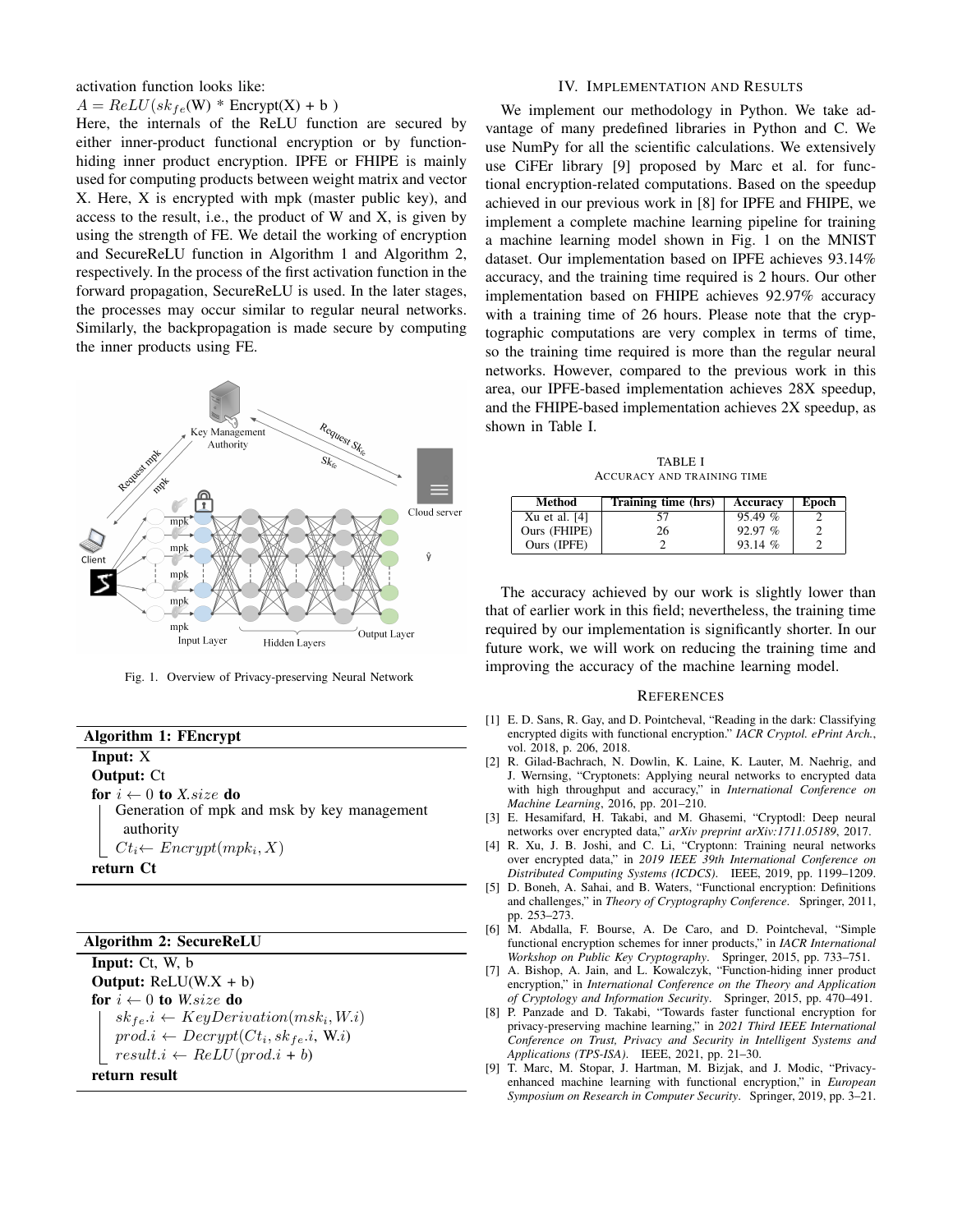activation function looks like:

$A = ReLU(sk_{fe}$(W) * Encrypt(X) + b )

Here, the internals of the ReLU function are secured by either inner-product functional encryption or by function-hiding inner product encryption. IPFE or FHIPE is mainly used for computing products between weight matrix and vector X. Here, X is encrypted with mpk (master public key), and access to the result, i.e., the product of W and X, is given by using the strength of FE. We detail the working of encryption and SecureReLU function in Algorithm 1 and Algorithm 2, respectively. In the process of the first activation function in the forward propagation, SecureReLU is used. In the later stages, the processes may occur similar to regular neural networks. Similarly, the backpropagation is made secure by computing the inner products using FE.

Key Management Authority

Request mpk

mpk

Request $Sk_{fe}$

$Sk_{fe}$

Cloud server

Client

mpk

mpk

mpk

mpk

mpk

ŷ

Input Layer

Hidden Layers

Output Layer

Fig. 1. Overview of Privacy-preserving Neural Network

**Algorithm 1: FEncrypt**

**Input:** X
**Output:** Ct
**for** $i \leftarrow 0$ **to** $X.size$ **do**
  Generation of mpk and msk by key management authority
  $Ct_i \leftarrow Encrypt(mpk_i, X)$
**return Ct**

**Algorithm 2: SecureReLU**

**Input:** Ct, W, b
**Output:** ReLU(W.X + b)
**for** $i \leftarrow 0$ **to** $W.size$ **do**
  $sk_{fe}.i \leftarrow KeyDerivation(msk_i, W.i)$
  $prod.i \leftarrow Decrypt(Ct_i, sk_{fe}.i,$ W.i$)$
  $result.i \leftarrow ReLU(prod.i$ + b$)$
**return result**

## IV. Implementation and Results

We implement our methodology in Python. We take advantage of many predefined libraries in Python and C. We use NumPy for all the scientific calculations. We extensively use CiFEr library [9] proposed by Marc et al. for functional encryption-related computations. Based on the speedup achieved in our previous work in [8] for IPFE and FHIPE, we implement a complete machine learning pipeline for training a machine learning model shown in Fig. 1 on the MNIST dataset. Our implementation based on IPFE achieves 93.14% accuracy, and the training time required is 2 hours. Our other implementation based on FHIPE achieves 92.97% accuracy with a training time of 26 hours. Please note that the cryptographic computations are very complex in terms of time, so the training time required is more than the regular neural networks. However, compared to the previous work in this area, our IPFE-based implementation achieves 28X speedup, and the FHIPE-based implementation achieves 2X speedup, as shown in Table I.

TABLE I
Accuracy and training time

| Method | Training time (hrs) | Accuracy | Epoch |
|---|---|---|---|
| Xu et al. [4] | 57 | 95.49 % | 2 |
| Ours (FHIPE) | 26 | 92.97 % | 2 |
| Ours (IPFE) | 2 | 93.14 % | 2 |

The accuracy achieved by our work is slightly lower than that of earlier work in this field; nevertheless, the training time required by our implementation is significantly shorter. In our future work, we will work on reducing the training time and improving the accuracy of the machine learning model.

## References

[1] E. D. Sans, R. Gay, and D. Pointcheval, "Reading in the dark: Classifying encrypted digits with functional encryption." *IACR Cryptol. ePrint Arch.*, vol. 2018, p. 206, 2018.

[2] R. Gilad-Bachrach, N. Dowlin, K. Laine, K. Lauter, M. Naehrig, and J. Wernsing, "Cryptonets: Applying neural networks to encrypted data with high throughput and accuracy," in *International Conference on Machine Learning*, 2016, pp. 201–210.

[3] E. Hesamifard, H. Takabi, and M. Ghasemi, "Cryptodl: Deep neural networks over encrypted data," *arXiv preprint arXiv:1711.05189*, 2017.

[4] R. Xu, J. B. Joshi, and C. Li, "Cryptonn: Training neural networks over encrypted data," in *2019 IEEE 39th International Conference on Distributed Computing Systems (ICDCS)*. IEEE, 2019, pp. 1199–1209.

[5] D. Boneh, A. Sahai, and B. Waters, "Functional encryption: Definitions and challenges," in *Theory of Cryptography Conference*. Springer, 2011, pp. 253–273.

[6] M. Abdalla, F. Bourse, A. De Caro, and D. Pointcheval, "Simple functional encryption schemes for inner products," in *IACR International Workshop on Public Key Cryptography*. Springer, 2015, pp. 733–751.

[7] A. Bishop, A. Jain, and L. Kowalczyk, "Function-hiding inner product encryption," in *International Conference on the Theory and Application of Cryptology and Information Security*. Springer, 2015, pp. 470–491.

[8] P. Panzade and D. Takabi, "Towards faster functional encryption for privacy-preserving machine learning," in *2021 Third IEEE International Conference on Trust, Privacy and Security in Intelligent Systems and Applications (TPS-ISA)*. IEEE, 2021, pp. 21–30.

[9] T. Marc, M. Stopar, J. Hartman, M. Bizjak, and J. Modic, "Privacy-enhanced machine learning with functional encryption," in *European Symposium on Research in Computer Security*. Springer, 2019, pp. 3–21.